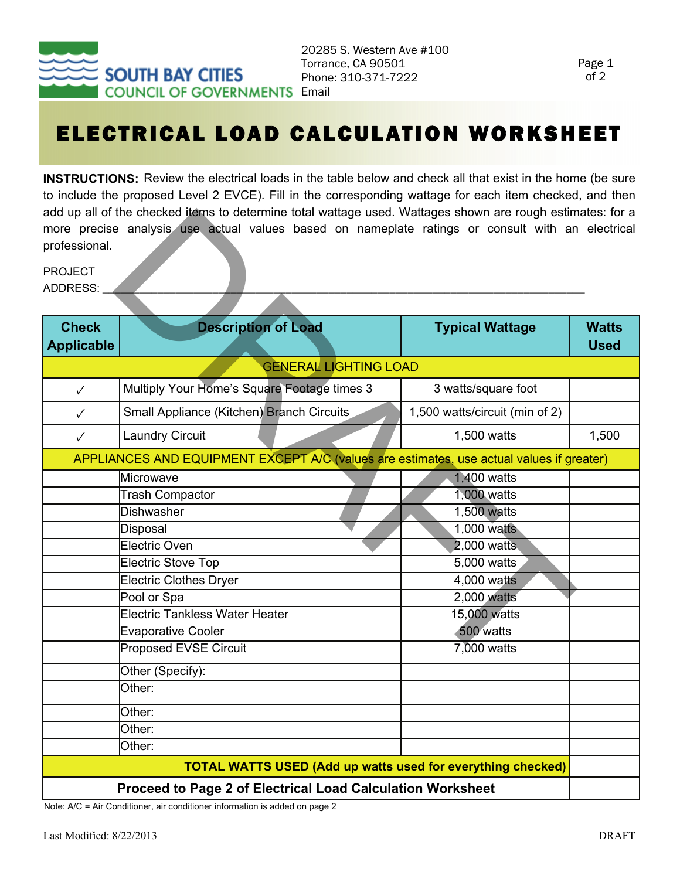SOUTH BAY CITIES COUNCIL OF GOVERNMENTS

20285 S. Western Ave #100
Torrance, CA 90501
Phone: 310-371-7222
Email

# ELECTRICAL LOAD CALCULATION WORKSHEET

**INSTRUCTIONS:** Review the electrical loads in the table below and check all that exist in the home (be sure to include the proposed Level 2 EVCE). Fill in the corresponding wattage for each item checked, and then add up all of the checked items to determine total wattage used. Wattages shown are rough estimates: for a more precise analysis use actual values based on nameplate ratings or consult with an electrical professional.

PROJECT ADDRESS: ______________________________________________________________

| Check Applicable | Description of Load | Typical Wattage | Watts Used |
|---|---|---|---|
| GENERAL LIGHTING LOAD | | | |
| ✓ | Multiply Your Home's Square Footage times 3 | 3 watts/square foot | |
| ✓ | Small Appliance (Kitchen) Branch Circuits | 1,500 watts/circuit (min of 2) | |
| ✓ | Laundry Circuit | 1,500 watts | 1,500 |
| APPLIANCES AND EQUIPMENT EXCEPT A/C (values are estimates, use actual values if greater) | | | |
| | Microwave | 1,400 watts | |
| | Trash Compactor | 1,000 watts | |
| | Dishwasher | 1,500 watts | |
| | Disposal | 1,000 watts | |
| | Electric Oven | 2,000 watts | |
| | Electric Stove Top | 5,000 watts | |
| | Electric Clothes Dryer | 4,000 watts | |
| | Pool or Spa | 2,000 watts | |
| | Electric Tankless Water Heater | 15,000 watts | |
| | Evaporative Cooler | 500 watts | |
| | Proposed EVSE Circuit | 7,000 watts | |
| | Other (Specify): | | |
| | Other: | | |
| | Other: | | |
| | Other: | | |
| | Other: | | |
| **TOTAL WATTS USED (Add up watts used for everything checked)** | | | |
| **Proceed to Page 2 of Electrical Load Calculation Worksheet** | | | |

Note: A/C = Air Conditioner, air conditioner information is added on page 2

Last Modified: 8/22/2013

DRAFT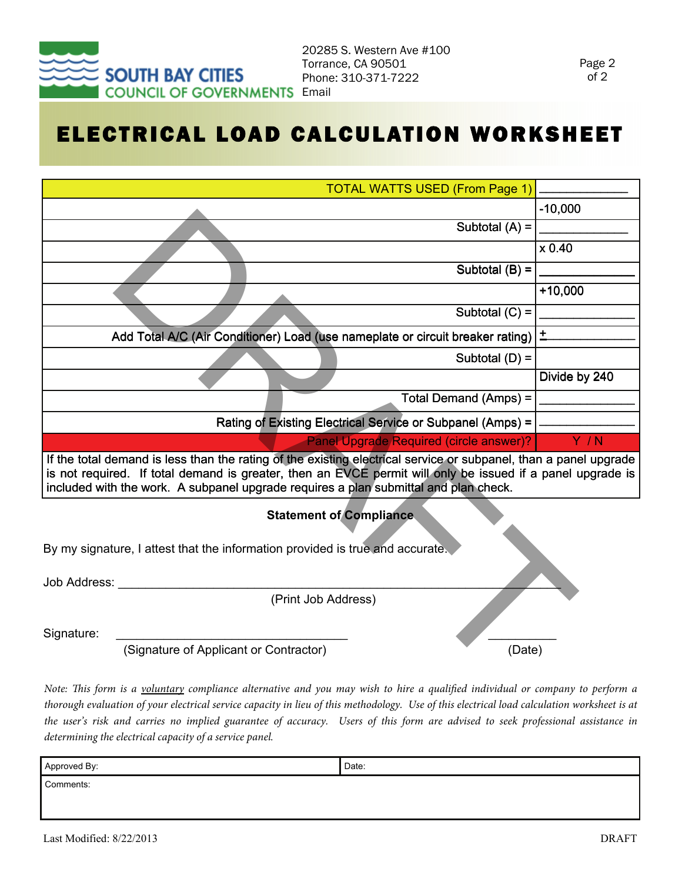SOUTH BAY CITIES COUNCIL OF GOVERNMENTS

20285 S. Western Ave #100
Torrance, CA 90501
Phone: 310-371-7222
Email

# ELECTRICAL LOAD CALCULATION WORKSHEET

| | |
|---|---|
| TOTAL WATTS USED (From Page 1) | _____________ |
| | -10,000 |
| Subtotal (A) = | _____________ |
| | x 0.40 |
| Subtotal (B) = | _____________ |
| | +10,000 |
| Subtotal (C) = | _____________ |
| Add Total A/C (Air Conditioner) Load (use nameplate or circuit breaker rating) | ± _____________ |
| Subtotal (D) = | |
| | Divide by 240 |
| Total Demand (Amps) = | _____________ |
| Rating of Existing Electrical Service or Subpanel (Amps) = | _____________ |
| Panel Upgrade Required (circle answer)? | Y / N |

If the total demand is less than the rating of the existing electrical service or subpanel, than a panel upgrade is not required. If total demand is greater, then an EVCE permit will only be issued if a panel upgrade is included with the work. A subpanel upgrade requires a plan submittal and plan check.

**Statement of Compliance**

By my signature, I attest that the information provided is true and accurate.

Job Address: ______________________________________________________________
(Print Job Address)

Signature: ________________________________ __________
(Signature of Applicant or Contractor) (Date)

*Note: This form is a voluntary compliance alternative and you may wish to hire a qualified individual or company to perform a thorough evaluation of your electrical service capacity in lieu of this methodology. Use of this electrical load calculation worksheet is at the user's risk and carries no implied guarantee of accuracy. Users of this form are advised to seek professional assistance in determining the electrical capacity of a service panel.*

| Approved By: | Date: |
|---|---|
| Comments: | |

Last Modified: 8/22/2013

DRAFT